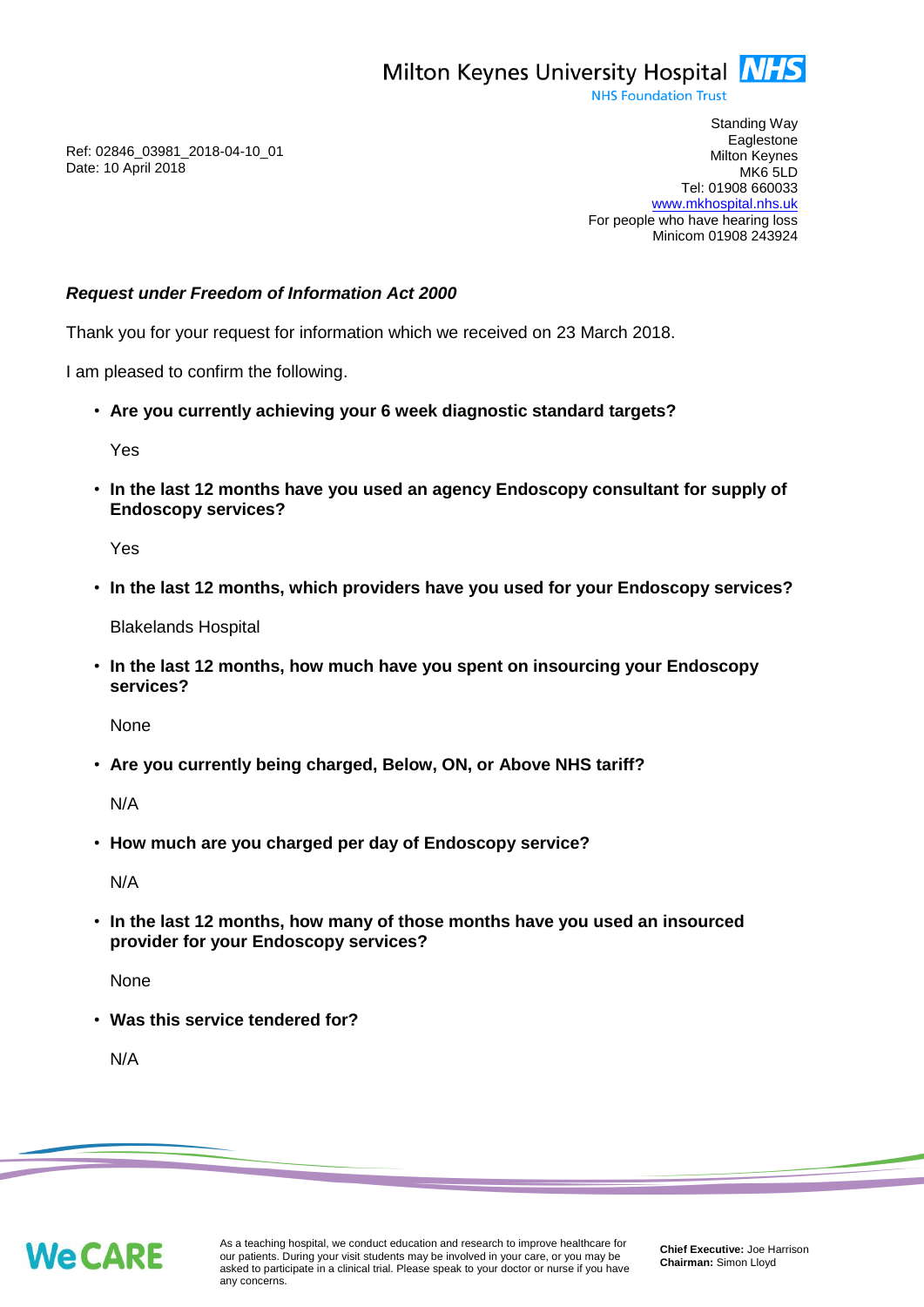Milton Keynes University Hospital NHS

NHS Foundation Trust

Standing Way
Eaglestone
Milton Keynes
MK6 5LD
Tel: 01908 660033
www.mkhospital.nhs.uk
For people who have hearing loss
Minicom 01908 243924

Ref: 02846_03981_2018-04-10_01
Date: 10 April 2018

***Request under Freedom of Information Act 2000***

Thank you for your request for information which we received on 23 March 2018.

I am pleased to confirm the following.

- **Are you currently achieving your 6 week diagnostic standard targets?**

  Yes

- **In the last 12 months have you used an agency Endoscopy consultant for supply of Endoscopy services?**

  Yes

- **In the last 12 months, which providers have you used for your Endoscopy services?**

  Blakelands Hospital

- **In the last 12 months, how much have you spent on insourcing your Endoscopy services?**

  None

- **Are you currently being charged, Below, ON, or Above NHS tariff?**

  N/A

- **How much are you charged per day of Endoscopy service?**

  N/A

- **In the last 12 months, how many of those months have you used an insourced provider for your Endoscopy services?**

  None

- **Was this service tendered for?**

  N/A

WeCARE

As a teaching hospital, we conduct education and research to improve healthcare for our patients. During your visit students may be involved in your care, or you may be asked to participate in a clinical trial. Please speak to your doctor or nurse if you have any concerns.

**Chief Executive:** Joe Harrison
**Chairman:** Simon Lloyd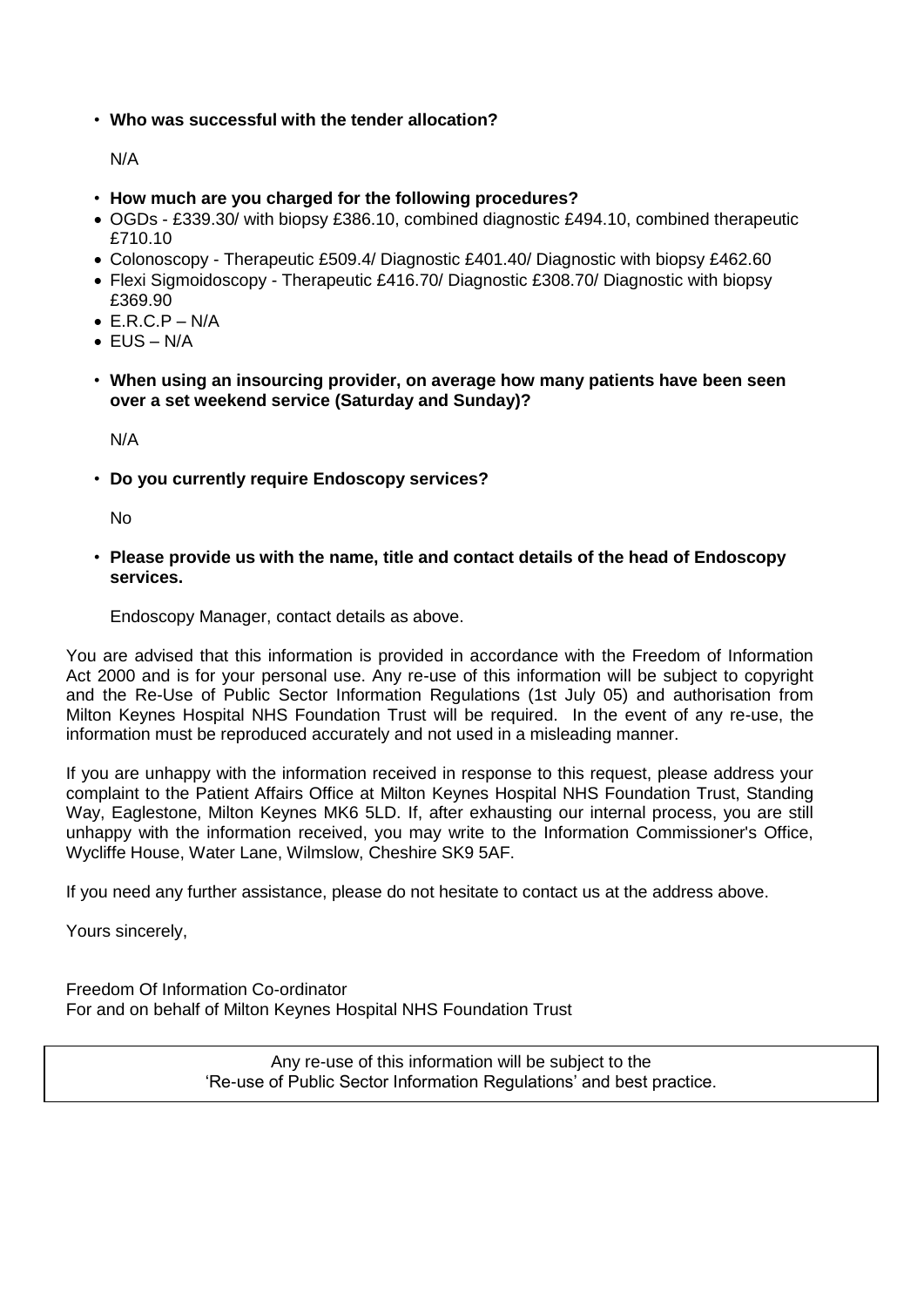- **Who was successful with the tender allocation?**

  N/A

- **How much are you charged for the following procedures?**
- OGDs - £339.30/ with biopsy £386.10, combined diagnostic £494.10, combined therapeutic £710.10
- Colonoscopy - Therapeutic £509.4/ Diagnostic £401.40/ Diagnostic with biopsy £462.60
- Flexi Sigmoidoscopy - Therapeutic £416.70/ Diagnostic £308.70/ Diagnostic with biopsy £369.90
- E.R.C.P – N/A
- EUS – N/A

- **When using an insourcing provider, on average how many patients have been seen over a set weekend service (Saturday and Sunday)?**

  N/A

- **Do you currently require Endoscopy services?**

  No

- **Please provide us with the name, title and contact details of the head of Endoscopy services.**

  Endoscopy Manager, contact details as above.

You are advised that this information is provided in accordance with the Freedom of Information Act 2000 and is for your personal use. Any re-use of this information will be subject to copyright and the Re-Use of Public Sector Information Regulations (1st July 05) and authorisation from Milton Keynes Hospital NHS Foundation Trust will be required. In the event of any re-use, the information must be reproduced accurately and not used in a misleading manner.

If you are unhappy with the information received in response to this request, please address your complaint to the Patient Affairs Office at Milton Keynes Hospital NHS Foundation Trust, Standing Way, Eaglestone, Milton Keynes MK6 5LD. If, after exhausting our internal process, you are still unhappy with the information received, you may write to the Information Commissioner's Office, Wycliffe House, Water Lane, Wilmslow, Cheshire SK9 5AF.

If you need any further assistance, please do not hesitate to contact us at the address above.

Yours sincerely,

Freedom Of Information Co-ordinator
For and on behalf of Milton Keynes Hospital NHS Foundation Trust

Any re-use of this information will be subject to the
'Re-use of Public Sector Information Regulations' and best practice.